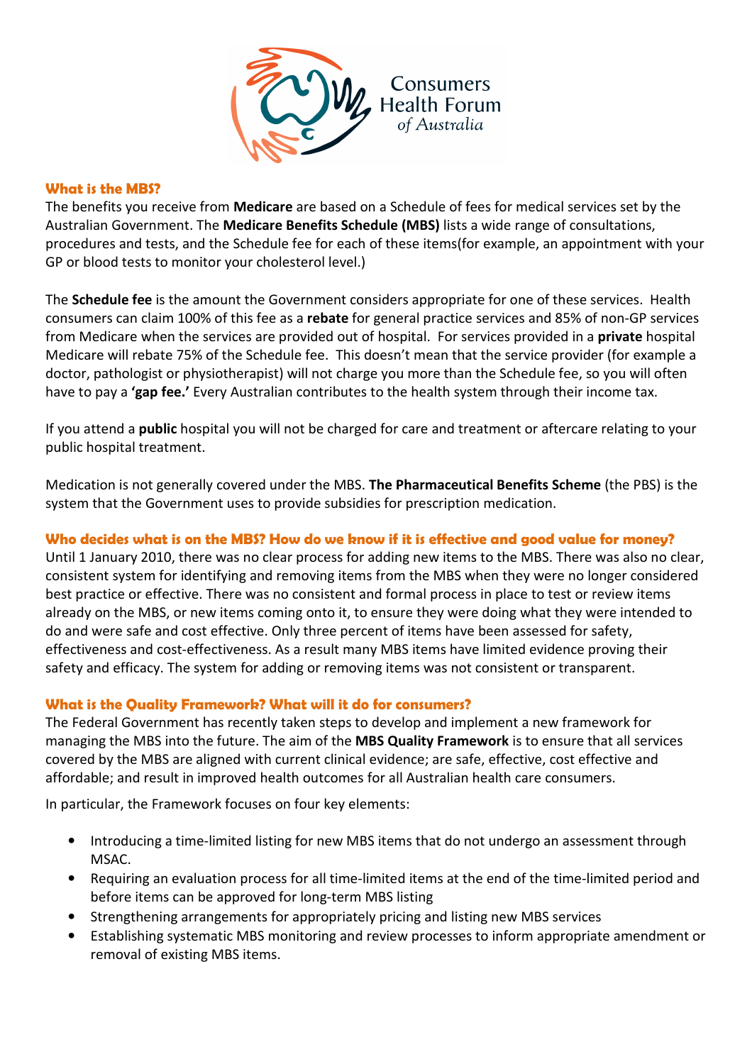Consumers Health Forum of Australia

## What is the MBS?

The benefits you receive from **Medicare** are based on a Schedule of fees for medical services set by the Australian Government. The **Medicare Benefits Schedule (MBS)** lists a wide range of consultations, procedures and tests, and the Schedule fee for each of these items(for example, an appointment with your GP or blood tests to monitor your cholesterol level.)

The **Schedule fee** is the amount the Government considers appropriate for one of these services. Health consumers can claim 100% of this fee as a **rebate** for general practice services and 85% of non-GP services from Medicare when the services are provided out of hospital. For services provided in a **private** hospital Medicare will rebate 75% of the Schedule fee. This doesn't mean that the service provider (for example a doctor, pathologist or physiotherapist) will not charge you more than the Schedule fee, so you will often have to pay a **'gap fee.'** Every Australian contributes to the health system through their income tax.

If you attend a **public** hospital you will not be charged for care and treatment or aftercare relating to your public hospital treatment.

Medication is not generally covered under the MBS. **The Pharmaceutical Benefits Scheme** (the PBS) is the system that the Government uses to provide subsidies for prescription medication.

## Who decides what is on the MBS? How do we know if it is effective and good value for money?

Until 1 January 2010, there was no clear process for adding new items to the MBS. There was also no clear, consistent system for identifying and removing items from the MBS when they were no longer considered best practice or effective. There was no consistent and formal process in place to test or review items already on the MBS, or new items coming onto it, to ensure they were doing what they were intended to do and were safe and cost effective. Only three percent of items have been assessed for safety, effectiveness and cost-effectiveness. As a result many MBS items have limited evidence proving their safety and efficacy. The system for adding or removing items was not consistent or transparent.

## What is the Quality Framework? What will it do for consumers?

The Federal Government has recently taken steps to develop and implement a new framework for managing the MBS into the future. The aim of the **MBS Quality Framework** is to ensure that all services covered by the MBS are aligned with current clinical evidence; are safe, effective, cost effective and affordable; and result in improved health outcomes for all Australian health care consumers.

In particular, the Framework focuses on four key elements:

- Introducing a time-limited listing for new MBS items that do not undergo an assessment through MSAC.
- Requiring an evaluation process for all time-limited items at the end of the time-limited period and before items can be approved for long-term MBS listing
- Strengthening arrangements for appropriately pricing and listing new MBS services
- Establishing systematic MBS monitoring and review processes to inform appropriate amendment or removal of existing MBS items.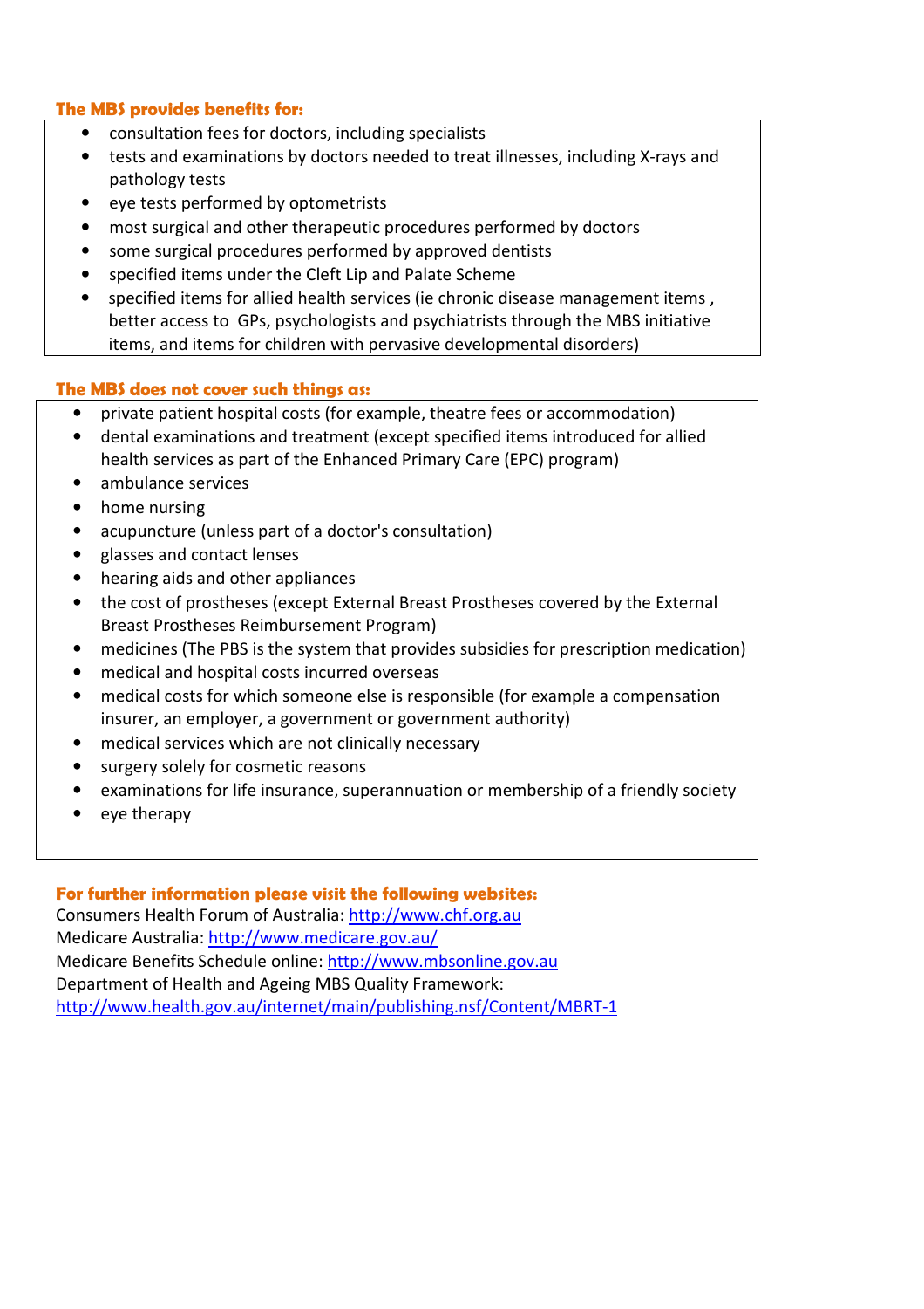**The MBS provides benefits for:**

- consultation fees for doctors, including specialists
- tests and examinations by doctors needed to treat illnesses, including X-rays and pathology tests
- eye tests performed by optometrists
- most surgical and other therapeutic procedures performed by doctors
- some surgical procedures performed by approved dentists
- specified items under the Cleft Lip and Palate Scheme
- specified items for allied health services (ie chronic disease management items , better access to GPs, psychologists and psychiatrists through the MBS initiative items, and items for children with pervasive developmental disorders)

**The MBS does not cover such things as:**

- private patient hospital costs (for example, theatre fees or accommodation)
- dental examinations and treatment (except specified items introduced for allied health services as part of the Enhanced Primary Care (EPC) program)
- ambulance services
- home nursing
- acupuncture (unless part of a doctor's consultation)
- glasses and contact lenses
- hearing aids and other appliances
- the cost of prostheses (except External Breast Prostheses covered by the External Breast Prostheses Reimbursement Program)
- medicines (The PBS is the system that provides subsidies for prescription medication)
- medical and hospital costs incurred overseas
- medical costs for which someone else is responsible (for example a compensation insurer, an employer, a government or government authority)
- medical services which are not clinically necessary
- surgery solely for cosmetic reasons
- examinations for life insurance, superannuation or membership of a friendly society
- eye therapy

**For further information please visit the following websites:**

Consumers Health Forum of Australia: http://www.chf.org.au
Medicare Australia: http://www.medicare.gov.au/
Medicare Benefits Schedule online: http://www.mbsonline.gov.au
Department of Health and Ageing MBS Quality Framework:
http://www.health.gov.au/internet/main/publishing.nsf/Content/MBRT-1